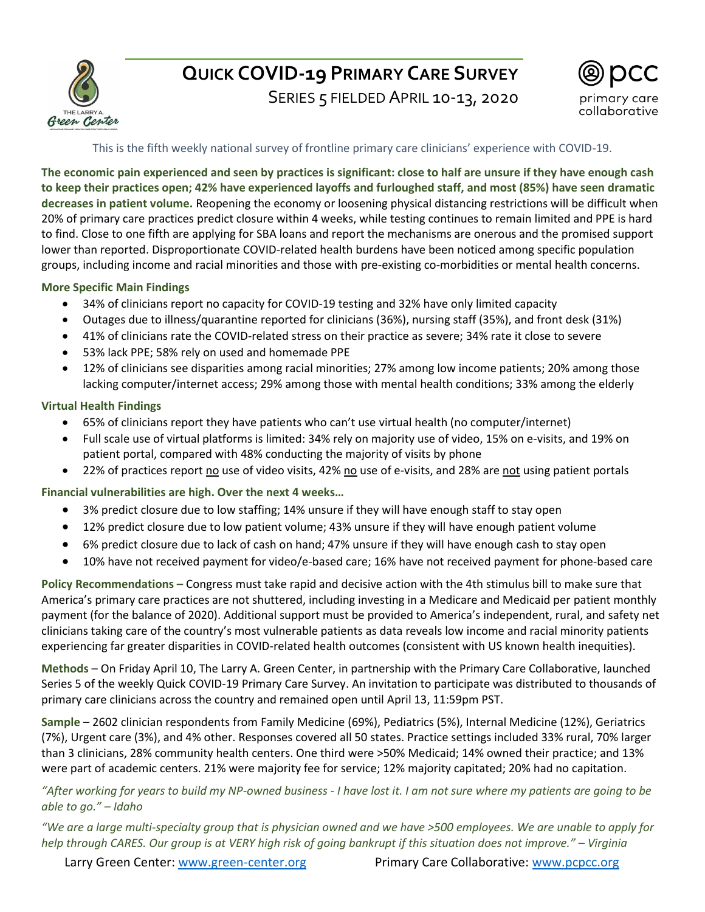# Quick COVID-19 Primary Care Survey

## Series 5 Fielded April 10-13, 2020

primary care collaborative

This is the fifth weekly national survey of frontline primary care clinicians' experience with COVID-19.

**The economic pain experienced and seen by practices is significant: close to half are unsure if they have enough cash to keep their practices open; 42% have experienced layoffs and furloughed staff, and most (85%) have seen dramatic decreases in patient volume.** Reopening the economy or loosening physical distancing restrictions will be difficult when 20% of primary care practices predict closure within 4 weeks, while testing continues to remain limited and PPE is hard to find. Close to one fifth are applying for SBA loans and report the mechanisms are onerous and the promised support lower than reported. Disproportionate COVID-related health burdens have been noticed among specific population groups, including income and racial minorities and those with pre-existing co-morbidities or mental health concerns.

### More Specific Main Findings

- 34% of clinicians report no capacity for COVID-19 testing and 32% have only limited capacity
- Outages due to illness/quarantine reported for clinicians (36%), nursing staff (35%), and front desk (31%)
- 41% of clinicians rate the COVID-related stress on their practice as severe; 34% rate it close to severe
- 53% lack PPE; 58% rely on used and homemade PPE
- 12% of clinicians see disparities among racial minorities; 27% among low income patients; 20% among those lacking computer/internet access; 29% among those with mental health conditions; 33% among the elderly

### Virtual Health Findings

- 65% of clinicians report they have patients who can't use virtual health (no computer/internet)
- Full scale use of virtual platforms is limited: 34% rely on majority use of video, 15% on e-visits, and 19% on patient portal, compared with 48% conducting the majority of visits by phone
- 22% of practices report no use of video visits, 42% no use of e-visits, and 28% are not using patient portals

### Financial vulnerabilities are high. Over the next 4 weeks…

- 3% predict closure due to low staffing; 14% unsure if they will have enough staff to stay open
- 12% predict closure due to low patient volume; 43% unsure if they will have enough patient volume
- 6% predict closure due to lack of cash on hand; 47% unsure if they will have enough cash to stay open
- 10% have not received payment for video/e-based care; 16% have not received payment for phone-based care

**Policy Recommendations –** Congress must take rapid and decisive action with the 4th stimulus bill to make sure that America's primary care practices are not shuttered, including investing in a Medicare and Medicaid per patient monthly payment (for the balance of 2020). Additional support must be provided to America's independent, rural, and safety net clinicians taking care of the country's most vulnerable patients as data reveals low income and racial minority patients experiencing far greater disparities in COVID-related health outcomes (consistent with US known health inequities).

**Methods** – On Friday April 10, The Larry A. Green Center, in partnership with the Primary Care Collaborative, launched Series 5 of the weekly Quick COVID-19 Primary Care Survey. An invitation to participate was distributed to thousands of primary care clinicians across the country and remained open until April 13, 11:59pm PST.

**Sample** – 2602 clinician respondents from Family Medicine (69%), Pediatrics (5%), Internal Medicine (12%), Geriatrics (7%), Urgent care (3%), and 4% other. Responses covered all 50 states. Practice settings included 33% rural, 70% larger than 3 clinicians, 28% community health centers. One third were >50% Medicaid; 14% owned their practice; and 13% were part of academic centers. 21% were majority fee for service; 12% majority capitated; 20% had no capitation.

*"After working for years to build my NP-owned business - I have lost it. I am not sure where my patients are going to be able to go." – Idaho*

*"We are a large multi-specialty group that is physician owned and we have >500 employees. We are unable to apply for help through CARES. Our group is at VERY high risk of going bankrupt if this situation does not improve." – Virginia*

Larry Green Center: www.green-center.org Primary Care Collaborative: www.pcpcc.org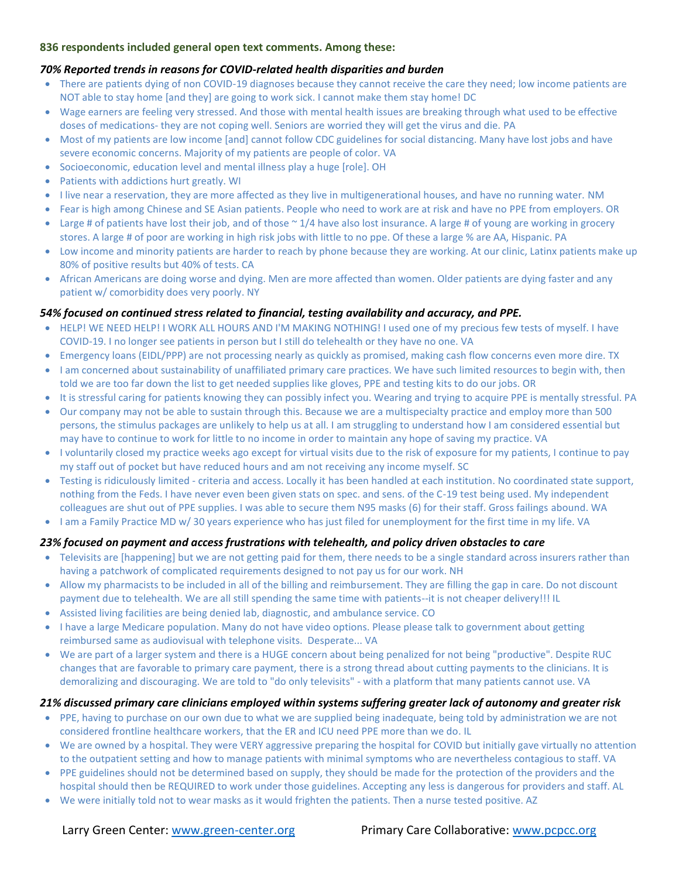**836 respondents included general open text comments. Among these:**

***70% Reported trends in reasons for COVID-related health disparities and burden***

- There are patients dying of non COVID-19 diagnoses because they cannot receive the care they need; low income patients are NOT able to stay home [and they] are going to work sick. I cannot make them stay home! DC
- Wage earners are feeling very stressed. And those with mental health issues are breaking through what used to be effective doses of medications- they are not coping well. Seniors are worried they will get the virus and die. PA
- Most of my patients are low income [and] cannot follow CDC guidelines for social distancing. Many have lost jobs and have severe economic concerns. Majority of my patients are people of color. VA
- Socioeconomic, education level and mental illness play a huge [role]. OH
- Patients with addictions hurt greatly. WI
- I live near a reservation, they are more affected as they live in multigenerational houses, and have no running water. NM
- Fear is high among Chinese and SE Asian patients. People who need to work are at risk and have no PPE from employers. OR
- Large # of patients have lost their job, and of those ~ 1/4 have also lost insurance. A large # of young are working in grocery stores. A large # of poor are working in high risk jobs with little to no ppe. Of these a large % are AA, Hispanic. PA
- Low income and minority patients are harder to reach by phone because they are working. At our clinic, Latinx patients make up 80% of positive results but 40% of tests. CA
- African Americans are doing worse and dying. Men are more affected than women. Older patients are dying faster and any patient w/ comorbidity does very poorly. NY

***54% focused on continued stress related to financial, testing availability and accuracy, and PPE.***

- HELP! WE NEED HELP! I WORK ALL HOURS AND I'M MAKING NOTHING! I used one of my precious few tests of myself. I have COVID-19. I no longer see patients in person but I still do telehealth or they have no one. VA
- Emergency loans (EIDL/PPP) are not processing nearly as quickly as promised, making cash flow concerns even more dire. TX
- I am concerned about sustainability of unaffiliated primary care practices. We have such limited resources to begin with, then told we are too far down the list to get needed supplies like gloves, PPE and testing kits to do our jobs. OR
- It is stressful caring for patients knowing they can possibly infect you. Wearing and trying to acquire PPE is mentally stressful. PA
- Our company may not be able to sustain through this. Because we are a multispecialty practice and employ more than 500 persons, the stimulus packages are unlikely to help us at all. I am struggling to understand how I am considered essential but may have to continue to work for little to no income in order to maintain any hope of saving my practice. VA
- I voluntarily closed my practice weeks ago except for virtual visits due to the risk of exposure for my patients, I continue to pay my staff out of pocket but have reduced hours and am not receiving any income myself. SC
- Testing is ridiculously limited - criteria and access. Locally it has been handled at each institution. No coordinated state support, nothing from the Feds. I have never even been given stats on spec. and sens. of the C-19 test being used. My independent colleagues are shut out of PPE supplies. I was able to secure them N95 masks (6) for their staff. Gross failings abound. WA
- I am a Family Practice MD w/ 30 years experience who has just filed for unemployment for the first time in my life. VA

***23% focused on payment and access frustrations with telehealth, and policy driven obstacles to care***

- Televisits are [happening] but we are not getting paid for them, there needs to be a single standard across insurers rather than having a patchwork of complicated requirements designed to not pay us for our work. NH
- Allow my pharmacists to be included in all of the billing and reimbursement. They are filling the gap in care. Do not discount payment due to telehealth. We are all still spending the same time with patients--it is not cheaper delivery!!! IL
- Assisted living facilities are being denied lab, diagnostic, and ambulance service. CO
- I have a large Medicare population. Many do not have video options. Please please talk to government about getting reimbursed same as audiovisual with telephone visits. Desperate... VA
- We are part of a larger system and there is a HUGE concern about being penalized for not being "productive". Despite RUC changes that are favorable to primary care payment, there is a strong thread about cutting payments to the clinicians. It is demoralizing and discouraging. We are told to "do only televisits" - with a platform that many patients cannot use. VA

***21% discussed primary care clinicians employed within systems suffering greater lack of autonomy and greater risk***

- PPE, having to purchase on our own due to what we are supplied being inadequate, being told by administration we are not considered frontline healthcare workers, that the ER and ICU need PPE more than we do. IL
- We are owned by a hospital. They were VERY aggressive preparing the hospital for COVID but initially gave virtually no attention to the outpatient setting and how to manage patients with minimal symptoms who are nevertheless contagious to staff. VA
- PPE guidelines should not be determined based on supply, they should be made for the protection of the providers and the hospital should then be REQUIRED to work under those guidelines. Accepting any less is dangerous for providers and staff. AL
- We were initially told not to wear masks as it would frighten the patients. Then a nurse tested positive. AZ

Larry Green Center: www.green-center.org Primary Care Collaborative: www.pcpcc.org